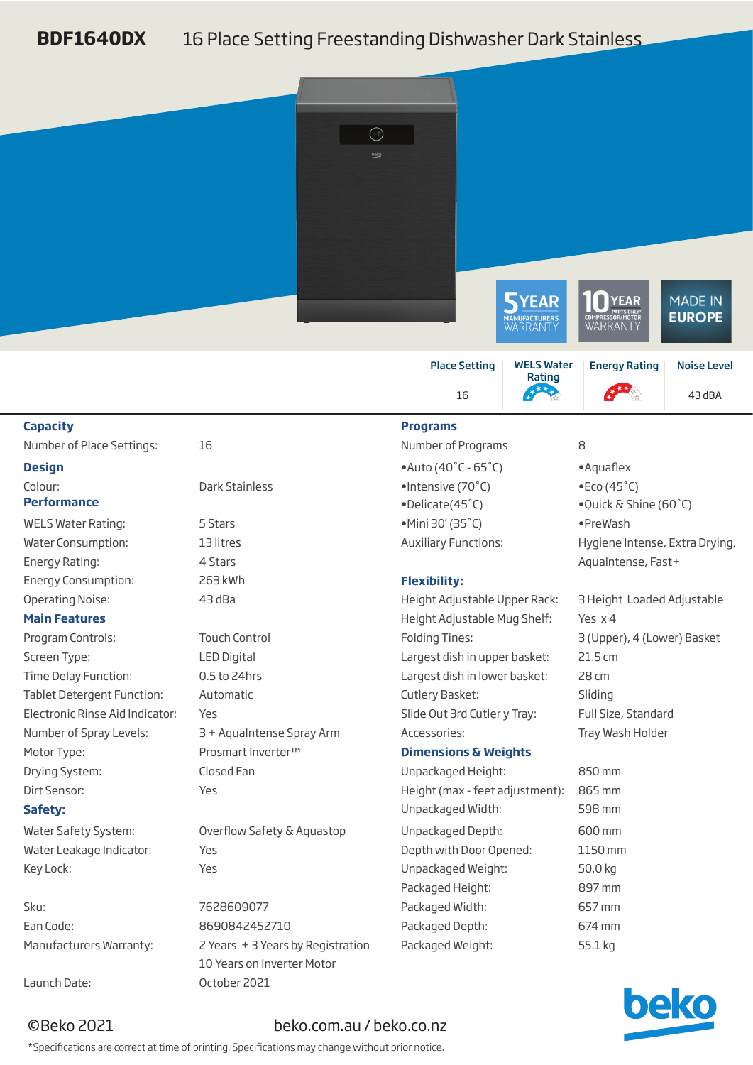# BDF1640DX 16 Place Setting Freestanding Dishwasher Dark Stainless

5 YEAR MANUFACTURERS WARRANTY | 10 YEAR PARTS ONLY* COMPRESSOR/MOTOR WARRANTY | MADE IN EUROPE

| Place Setting | WELS Water Rating | Energy Rating | Noise Level |
|---|---|---|---|
| 16 | | | 43 dBA |

## Capacity

| | |
|---|---|
| Number of Place Settings: | 16 |

## Design

| | |
|---|---|
| Colour: | Dark Stainless |

## Performance

| | |
|---|---|
| WELS Water Rating: | 5 Stars |
| Water Consumption: | 13 litres |
| Energy Rating: | 4 Stars |
| Energy Consumption: | 263 kWh |
| Operating Noise: | 43 dBa |

## Main Features

| | |
|---|---|
| Program Controls: | Touch Control |
| Screen Type: | LED Digital |
| Time Delay Function: | 0.5 to 24hrs |
| Tablet Detergent Function: | Automatic |
| Electronic Rinse Aid Indicator: | Yes |
| Number of Spray Levels: | 3 + AquaIntense Spray Arm |
| Motor Type: | Prosmart Inverter™ |
| Drying System: | Closed Fan |
| Dirt Sensor: | Yes |

## Safety:

| | |
|---|---|
| Water Safety System: | Overflow Safety & Aquastop |
| Water Leakage Indicator: | Yes |
| Key Lock: | Yes |

| | |
|---|---|
| Sku: | 7628609077 |
| Ean Code: | 8690842452710 |
| Manufacturers Warranty: | 2 Years + 3 Years by Registration<br>10 Years on Inverter Motor |
| Launch Date: | October 2021 |

## Programs

Number of Programs: 8

- Auto (40˚C - 65˚C)
- Intensive (70˚C)
- Delicate(45˚C)
- Mini 30' (35˚C)
- Aquaflex
- Eco (45˚C)
- Quick & Shine (60˚C)
- PreWash

Auxiliary Functions: Hygiene Intense, Extra Drying, AquaIntense, Fast+

## Flexibility:

| | |
|---|---|
| Height Adjustable Upper Rack: | 3 Height Loaded Adjustable |
| Height Adjustable Mug Shelf: | Yes x 4 |
| Folding Tines: | 3 (Upper), 4 (Lower) Basket |
| Largest dish in upper basket: | 21.5 cm |
| Largest dish in lower basket: | 28 cm |
| Cutlery Basket: | Sliding |
| Slide Out 3rd Cutler y Tray: | Full Size, Standard |
| Accessories: | Tray Wash Holder |

## Dimensions & Weights

| | |
|---|---|
| Unpackaged Height: | 850 mm |
| Height (max - feet adjustment): | 865 mm |
| Unpackaged Width: | 598 mm |
| Unpackaged Depth: | 600 mm |
| Depth with Door Opened: | 1150 mm |
| Unpackaged Weight: | 50.0 kg |
| Packaged Height: | 897 mm |
| Packaged Width: | 657 mm |
| Packaged Depth: | 674 mm |
| Packaged Weight: | 55.1 kg |

©Beko 2021    beko.com.au / beko.co.nz

beko

*Specifications are correct at time of printing. Specifications may change without prior notice.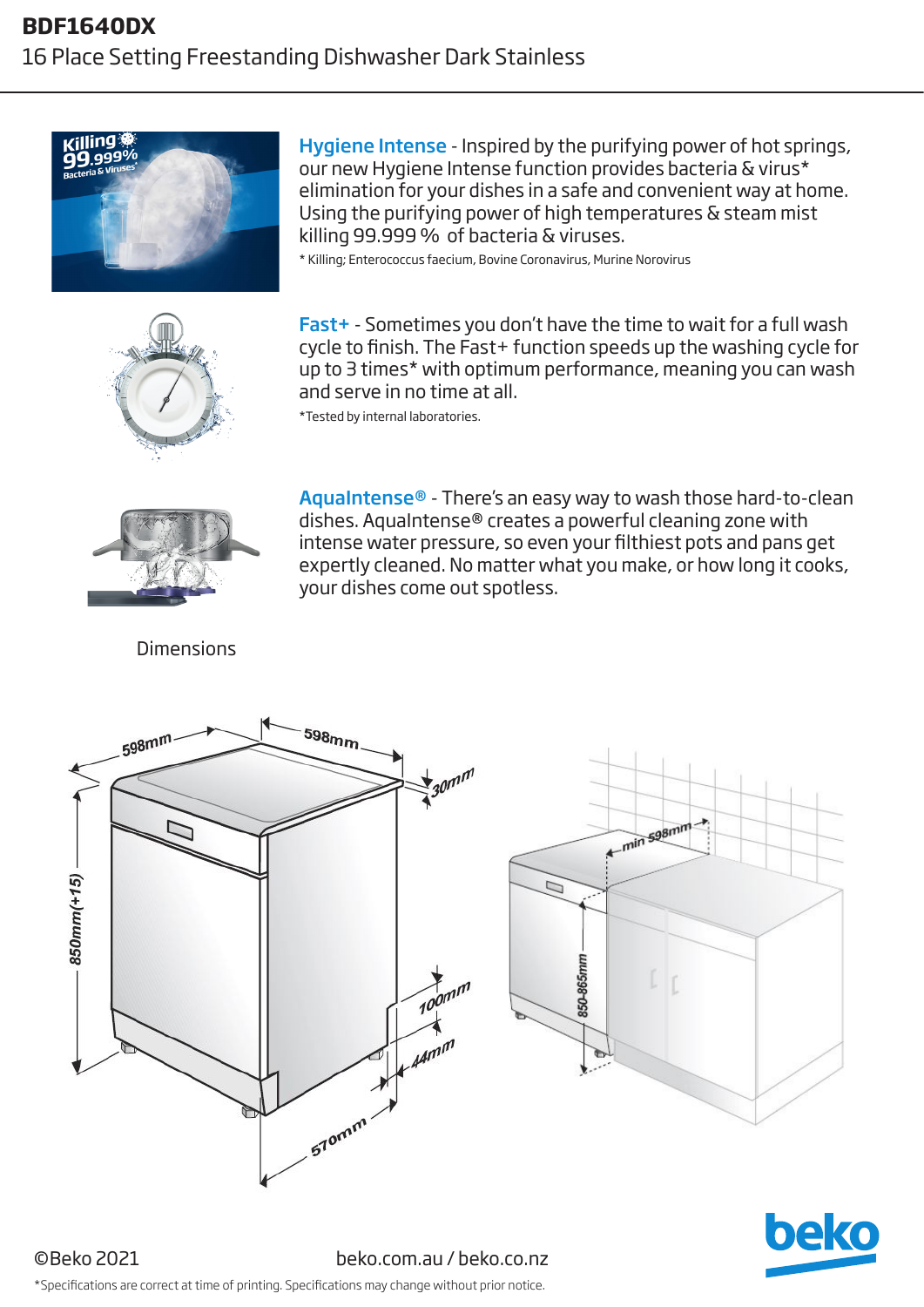# BDF1640DX

16 Place Setting Freestanding Dishwasher Dark Stainless

**Hygiene Intense** - Inspired by the purifying power of hot springs, our new Hygiene Intense function provides bacteria & virus* elimination for your dishes in a safe and convenient way at home. Using the purifying power of high temperatures & steam mist killing 99.999 % of bacteria & viruses.

* Killing; Enterococcus faecium, Bovine Coronavirus, Murine Norovirus

**Fast+** - Sometimes you don't have the time to wait for a full wash cycle to finish. The Fast+ function speeds up the washing cycle for up to 3 times* with optimum performance, meaning you can wash and serve in no time at all.

*Tested by internal laboratories.

**AquaIntense®** - There's an easy way to wash those hard-to-clean dishes. AquaIntense® creates a powerful cleaning zone with intense water pressure, so even your filthiest pots and pans get expertly cleaned. No matter what you make, or how long it cooks, your dishes come out spotless.

Dimensions

598mm
598mm
30mm
850mm(+15)
100mm
44mm
570mm
min 598mm
850-865mm

©Beko 2021

beko.com.au / beko.co.nz

*Specifications are correct at time of printing. Specifications may change without prior notice.